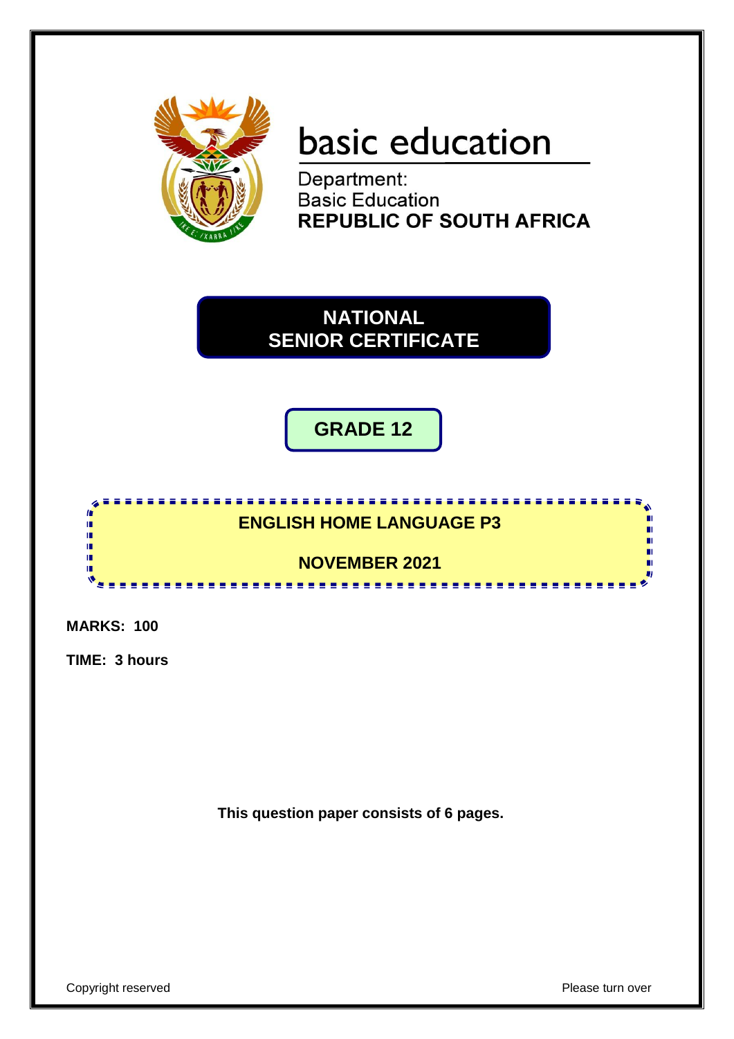basic education

Department:
Basic Education
**REPUBLIC OF SOUTH AFRICA**

# NATIONAL SENIOR CERTIFICATE

## GRADE 12

## ENGLISH HOME LANGUAGE P3

## NOVEMBER 2021

**MARKS: 100**

**TIME: 3 hours**

**This question paper consists of 6 pages.**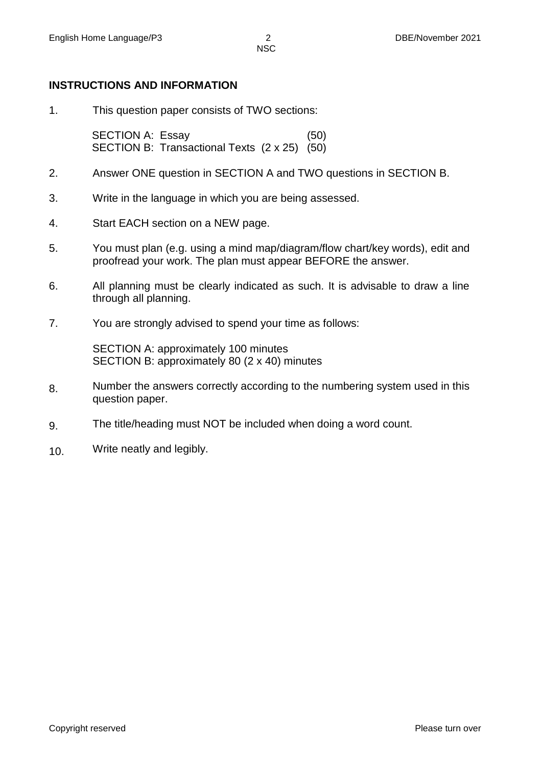## INSTRUCTIONS AND INFORMATION

1. This question paper consists of TWO sections:

   SECTION A: Essay (50)
   SECTION B: Transactional Texts (2 x 25) (50)

2. Answer ONE question in SECTION A and TWO questions in SECTION B.

3. Write in the language in which you are being assessed.

4. Start EACH section on a NEW page.

5. You must plan (e.g. using a mind map/diagram/flow chart/key words), edit and proofread your work. The plan must appear BEFORE the answer.

6. All planning must be clearly indicated as such. It is advisable to draw a line through all planning.

7. You are strongly advised to spend your time as follows:

   SECTION A: approximately 100 minutes
   SECTION B: approximately 80 (2 x 40) minutes

8. Number the answers correctly according to the numbering system used in this question paper.

9. The title/heading must NOT be included when doing a word count.

10. Write neatly and legibly.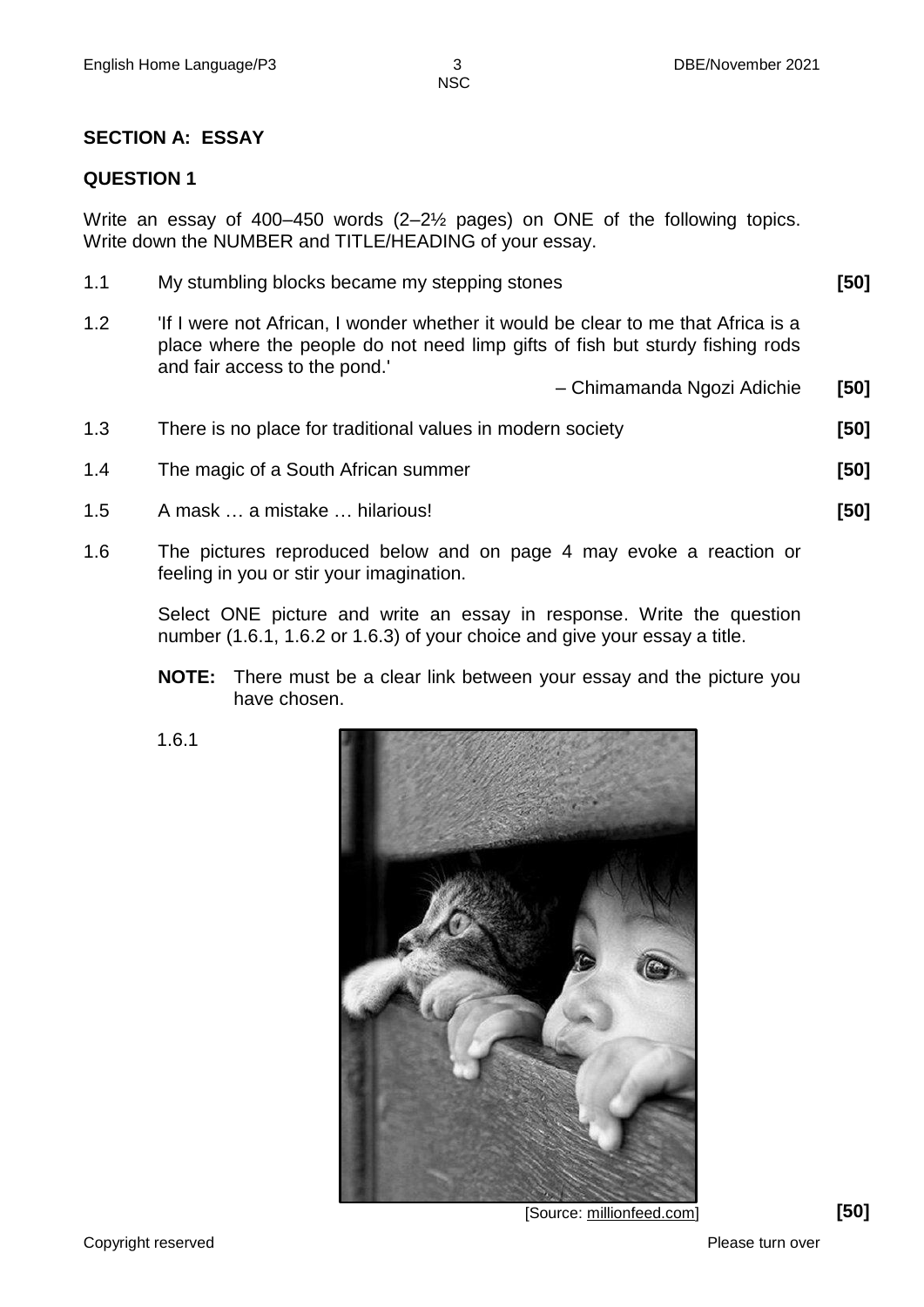## SECTION A: ESSAY

### QUESTION 1

Write an essay of 400–450 words (2–2½ pages) on ONE of the following topics. Write down the NUMBER and TITLE/HEADING of your essay.

1.1 My stumbling blocks became my stepping stones **[50]**

1.2 'If I were not African, I wonder whether it would be clear to me that Africa is a place where the people do not need limp gifts of fish but sturdy fishing rods and fair access to the pond.'

– Chimamanda Ngozi Adichie **[50]**

1.3 There is no place for traditional values in modern society **[50]**

1.4 The magic of a South African summer **[50]**

1.5 A mask … a mistake … hilarious! **[50]**

1.6 The pictures reproduced below and on page 4 may evoke a reaction or feeling in you or stir your imagination.

Select ONE picture and write an essay in response. Write the question number (1.6.1, 1.6.2 or 1.6.3) of your choice and give your essay a title.

**NOTE:** There must be a clear link between your essay and the picture you have chosen.

1.6.1

[Source: millionfeed.com] **[50]**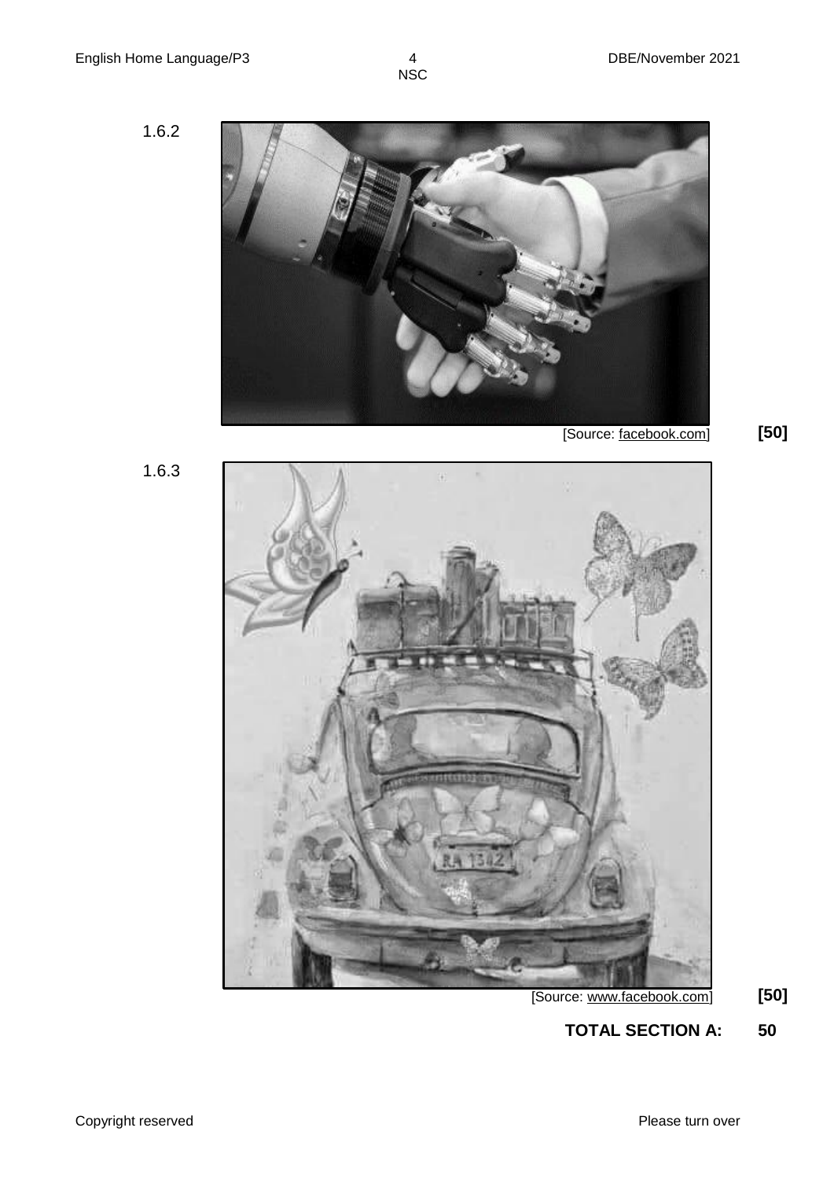1.6.2

[Source: facebook.com]

**[50]**

1.6.3

[Source: www.facebook.com]

**[50]**

**TOTAL SECTION A: 50**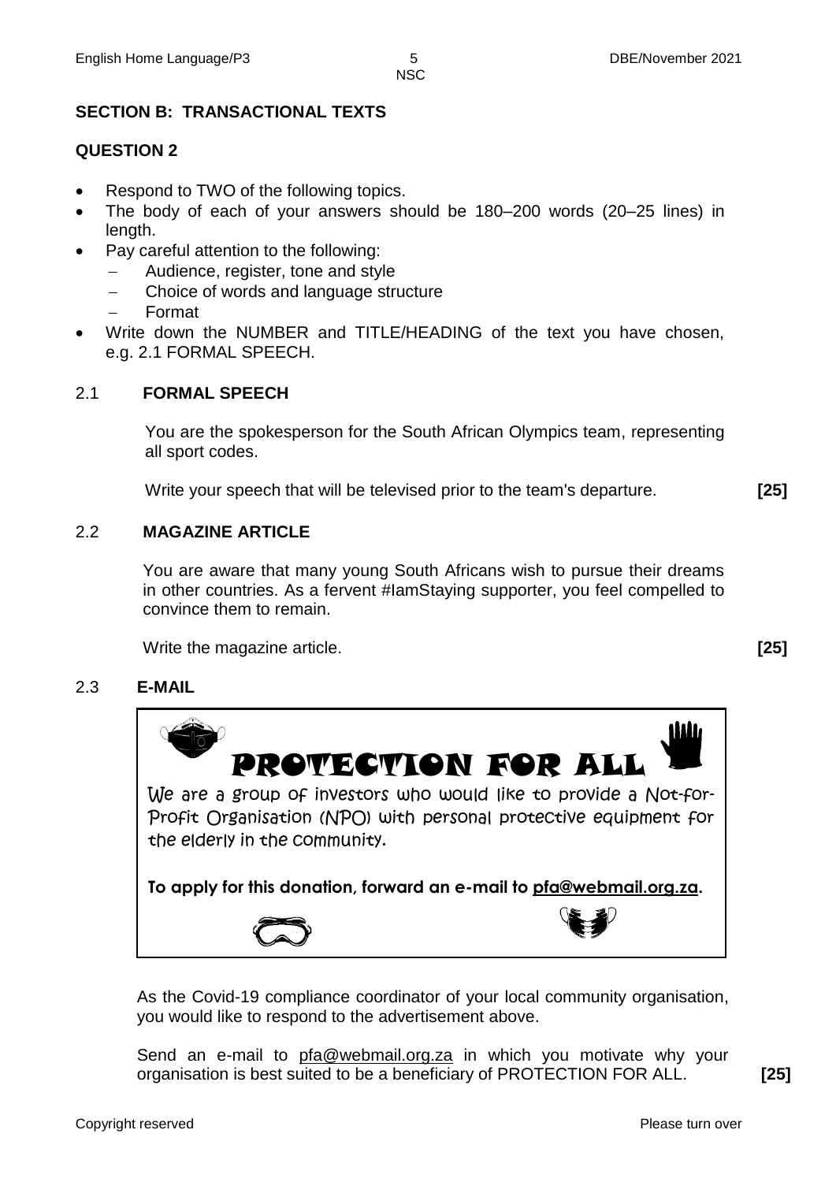## SECTION B: TRANSACTIONAL TEXTS

### QUESTION 2

- Respond to TWO of the following topics.
- The body of each of your answers should be 180–200 words (20–25 lines) in length.
- Pay careful attention to the following:
  - Audience, register, tone and style
  - Choice of words and language structure
  - Format
- Write down the NUMBER and TITLE/HEADING of the text you have chosen, e.g. 2.1 FORMAL SPEECH.

### 2.1 FORMAL SPEECH

You are the spokesperson for the South African Olympics team, representing all sport codes.

Write your speech that will be televised prior to the team's departure. **[25]**

### 2.2 MAGAZINE ARTICLE

You are aware that many young South Africans wish to pursue their dreams in other countries. As a fervent #IamStaying supporter, you feel compelled to convince them to remain.

Write the magazine article. **[25]**

### 2.3 E-MAIL

**PROTECTION FOR ALL**

We are a group of investors who would like to provide a Not-for-Profit Organisation (NPO) with personal protective equipment for the elderly in the community.

**To apply for this donation, forward an e-mail to pfa@webmail.org.za.**

As the Covid-19 compliance coordinator of your local community organisation, you would like to respond to the advertisement above.

Send an e-mail to pfa@webmail.org.za in which you motivate why your organisation is best suited to be a beneficiary of PROTECTION FOR ALL. **[25]**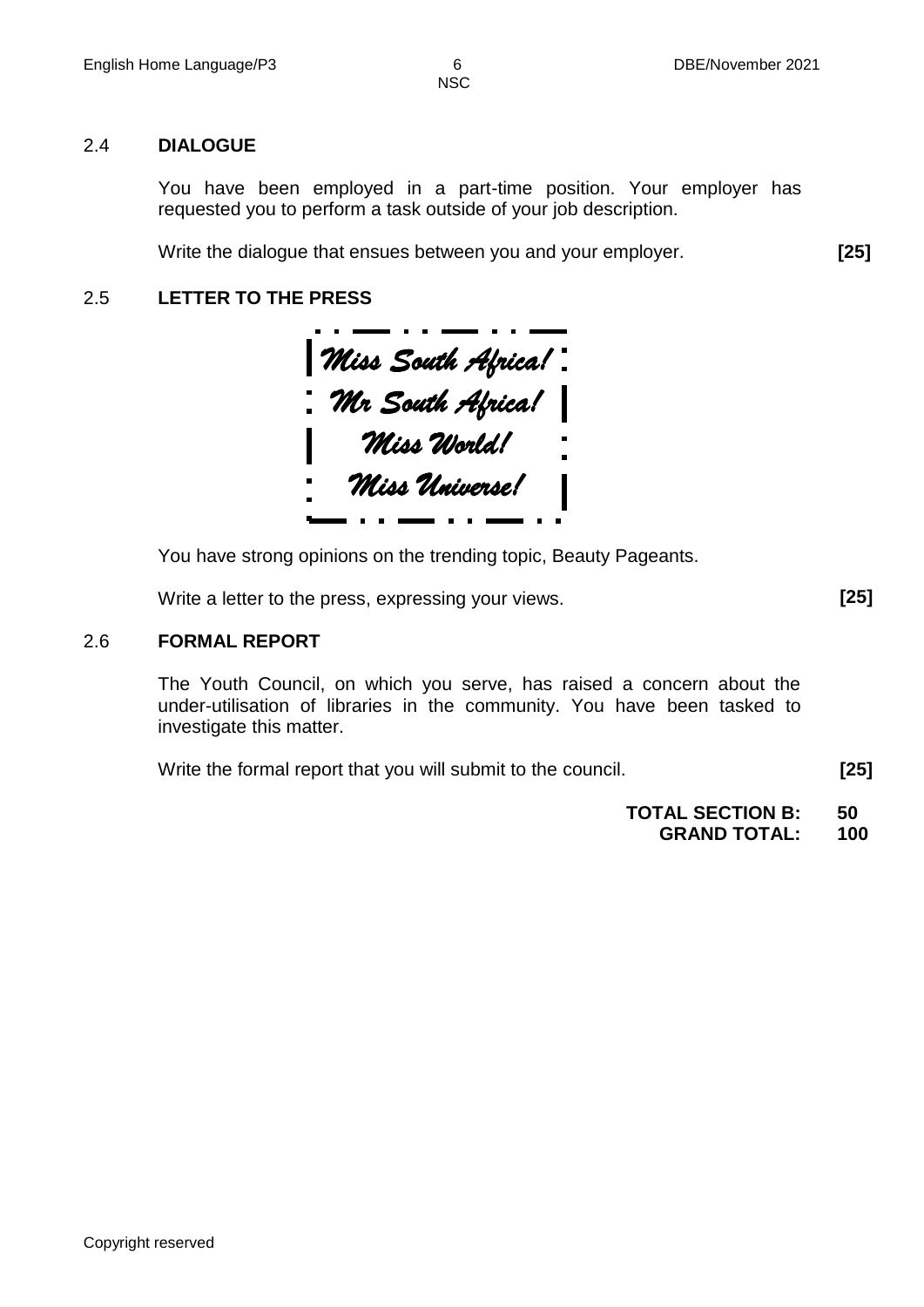## 2.4 **DIALOGUE**

You have been employed in a part-time position. Your employer has requested you to perform a task outside of your job description.

Write the dialogue that ensues between you and your employer. **[25]**

## 2.5 **LETTER TO THE PRESS**

*Miss South Africa!*
*Mr South Africa!*
*Miss World!*
*Miss Universe!*

You have strong opinions on the trending topic, Beauty Pageants.

Write a letter to the press, expressing your views. **[25]**

## 2.6 **FORMAL REPORT**

The Youth Council, on which you serve, has raised a concern about the under-utilisation of libraries in the community. You have been tasked to investigate this matter.

Write the formal report that you will submit to the council. **[25]**

**TOTAL SECTION B: 50**
**GRAND TOTAL: 100**